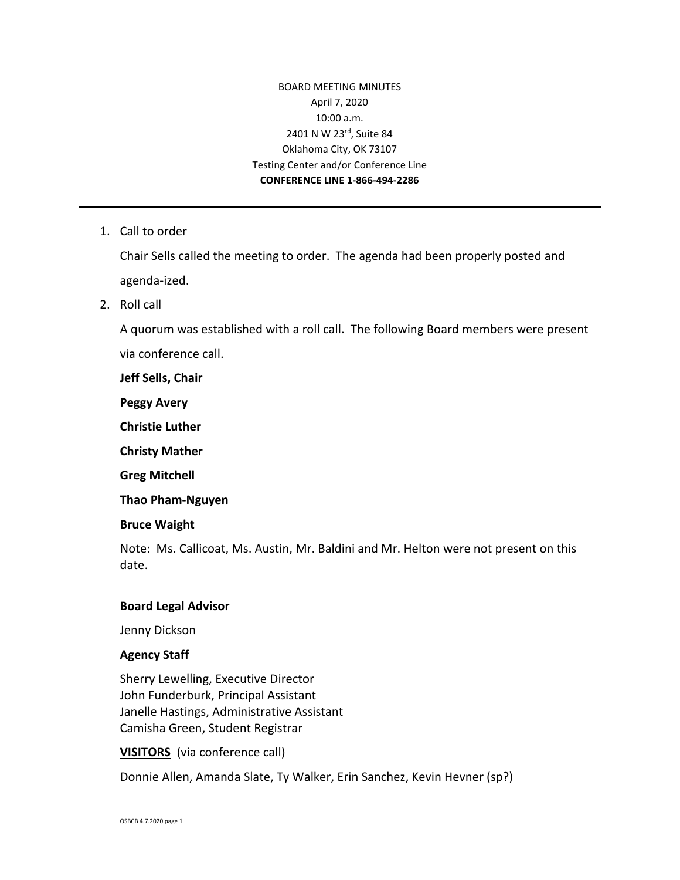BOARD MEETING MINUTES
April 7, 2020
10:00 a.m.
2401 N W 23rd, Suite 84
Oklahoma City, OK 73107
Testing Center and/or Conference Line
**CONFERENCE LINE 1-866-494-2286**

---

1. Call to order

   Chair Sells called the meeting to order. The agenda had been properly posted and agenda-ized.

2. Roll call

   A quorum was established with a roll call. The following Board members were present via conference call.

   **Jeff Sells, Chair**

   **Peggy Avery**

   **Christie Luther**

   **Christy Mather**

   **Greg Mitchell**

   **Thao Pham-Nguyen**

   **Bruce Waight**

   Note: Ms. Callicoat, Ms. Austin, Mr. Baldini and Mr. Helton were not present on this date.

   **<u>Board Legal Advisor</u>**

   Jenny Dickson

   **<u>Agency Staff</u>**

   Sherry Lewelling, Executive Director
   John Funderburk, Principal Assistant
   Janelle Hastings, Administrative Assistant
   Camisha Green, Student Registrar

   **<u>VISITORS</u>** (via conference call)

   Donnie Allen, Amanda Slate, Ty Walker, Erin Sanchez, Kevin Hevner (sp?)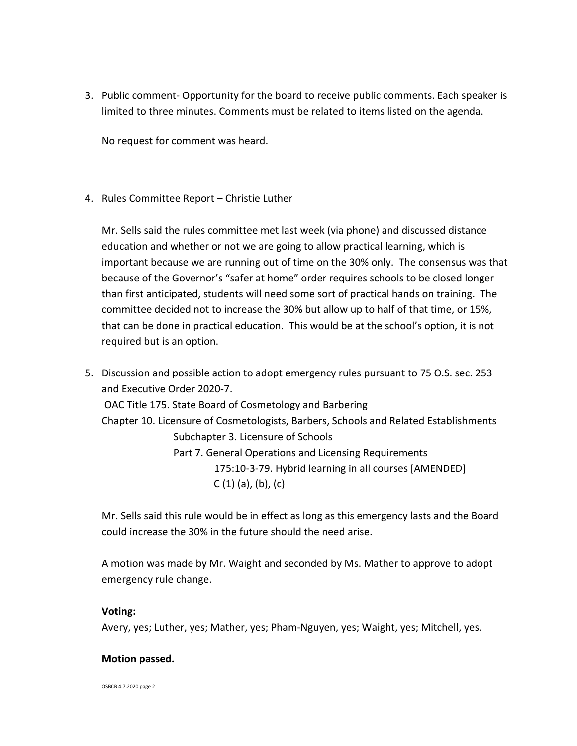3. Public comment- Opportunity for the board to receive public comments. Each speaker is limited to three minutes. Comments must be related to items listed on the agenda.

   No request for comment was heard.

4. Rules Committee Report – Christie Luther

   Mr. Sells said the rules committee met last week (via phone) and discussed distance education and whether or not we are going to allow practical learning, which is important because we are running out of time on the 30% only. The consensus was that because of the Governor's "safer at home" order requires schools to be closed longer than first anticipated, students will need some sort of practical hands on training. The committee decided not to increase the 30% but allow up to half of that time, or 15%, that can be done in practical education. This would be at the school's option, it is not required but is an option.

5. Discussion and possible action to adopt emergency rules pursuant to 75 O.S. sec. 253 and Executive Order 2020-7.

   OAC Title 175. State Board of Cosmetology and Barbering
   Chapter 10. Licensure of Cosmetologists, Barbers, Schools and Related Establishments
   Subchapter 3. Licensure of Schools
   Part 7. General Operations and Licensing Requirements
   175:10-3-79. Hybrid learning in all courses [AMENDED]
   C (1) (a), (b), (c)

   Mr. Sells said this rule would be in effect as long as this emergency lasts and the Board could increase the 30% in the future should the need arise.

   A motion was made by Mr. Waight and seconded by Ms. Mather to approve to adopt emergency rule change.

   **Voting:**
   Avery, yes; Luther, yes; Mather, yes; Pham-Nguyen, yes; Waight, yes; Mitchell, yes.

   **Motion passed.**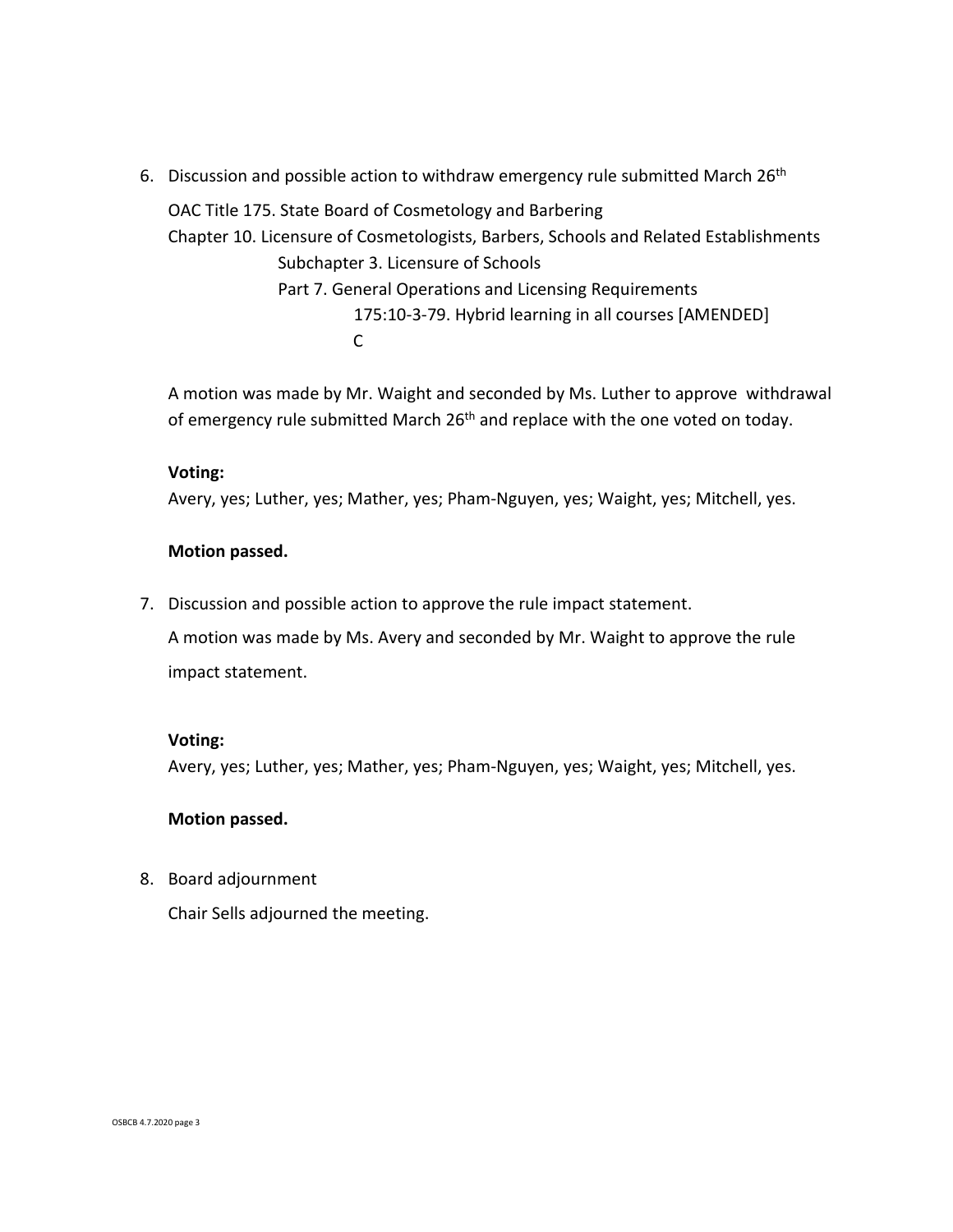6. Discussion and possible action to withdraw emergency rule submitted March 26th

   OAC Title 175. State Board of Cosmetology and Barbering
   Chapter 10. Licensure of Cosmetologists, Barbers, Schools and Related Establishments
   Subchapter 3. Licensure of Schools
   Part 7. General Operations and Licensing Requirements
   175:10-3-79. Hybrid learning in all courses [AMENDED]
   C

   A motion was made by Mr. Waight and seconded by Ms. Luther to approve withdrawal of emergency rule submitted March 26th and replace with the one voted on today.

   **Voting:**
   Avery, yes; Luther, yes; Mather, yes; Pham-Nguyen, yes; Waight, yes; Mitchell, yes.

   **Motion passed.**

7. Discussion and possible action to approve the rule impact statement.

   A motion was made by Ms. Avery and seconded by Mr. Waight to approve the rule impact statement.

   **Voting:**
   Avery, yes; Luther, yes; Mather, yes; Pham-Nguyen, yes; Waight, yes; Mitchell, yes.

   **Motion passed.**

8. Board adjournment

   Chair Sells adjourned the meeting.